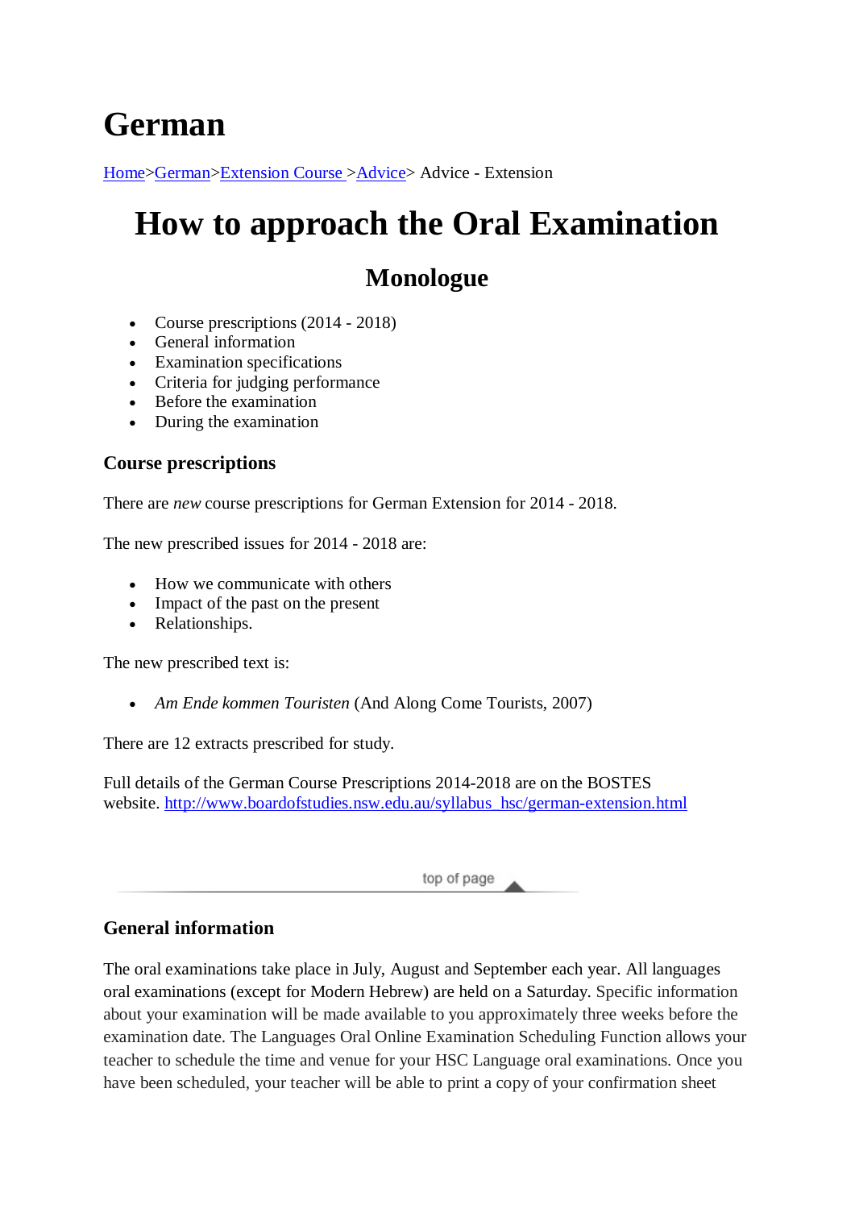# German

[Home](#)>[German](#)>[Extension Course](#) >[Advice](#)> Advice - Extension

# How to approach the Oral Examination

## Monologue

- Course prescriptions (2014 - 2018)
- General information
- Examination specifications
- Criteria for judging performance
- Before the examination
- During the examination

### Course prescriptions

There are *new* course prescriptions for German Extension for 2014 - 2018.

The new prescribed issues for 2014 - 2018 are:

- How we communicate with others
- Impact of the past on the present
- Relationships.

The new prescribed text is:

- *Am Ende kommen Touristen* (And Along Come Tourists, 2007)

There are 12 extracts prescribed for study.

Full details of the German Course Prescriptions 2014-2018 are on the BOSTES website. [http://www.boardofstudies.nsw.edu.au/syllabus_hsc/german-extension.html](http://www.boardofstudies.nsw.edu.au/syllabus_hsc/german-extension.html)

top of page

### General information

The oral examinations take place in July, August and September each year. All languages oral examinations (except for Modern Hebrew) are held on a Saturday. Specific information about your examination will be made available to you approximately three weeks before the examination date. The Languages Oral Online Examination Scheduling Function allows your teacher to schedule the time and venue for your HSC Language oral examinations. Once you have been scheduled, your teacher will be able to print a copy of your confirmation sheet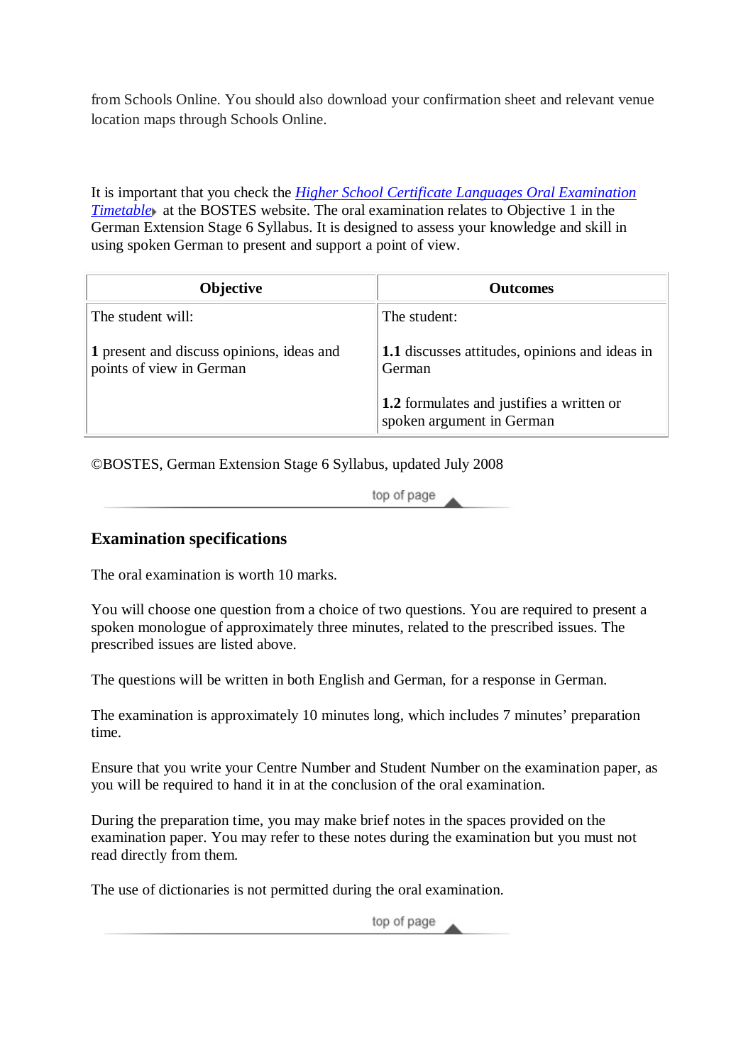from Schools Online. You should also download your confirmation sheet and relevant venue location maps through Schools Online.

It is important that you check the *Higher School Certificate Languages Oral Examination Timetable* at the BOSTES website. The oral examination relates to Objective 1 in the German Extension Stage 6 Syllabus. It is designed to assess your knowledge and skill in using spoken German to present and support a point of view.

| Objective | Outcomes |
|---|---|
| The student will:<br><br>**1** present and discuss opinions, ideas and points of view in German | The student:<br><br>**1.1** discusses attitudes, opinions and ideas in German<br><br>**1.2** formulates and justifies a written or spoken argument in German |

©BOSTES, German Extension Stage 6 Syllabus, updated July 2008

## Examination specifications

The oral examination is worth 10 marks.

You will choose one question from a choice of two questions. You are required to present a spoken monologue of approximately three minutes, related to the prescribed issues. The prescribed issues are listed above.

The questions will be written in both English and German, for a response in German.

The examination is approximately 10 minutes long, which includes 7 minutes' preparation time.

Ensure that you write your Centre Number and Student Number on the examination paper, as you will be required to hand it in at the conclusion of the oral examination.

During the preparation time, you may make brief notes in the spaces provided on the examination paper. You may refer to these notes during the examination but you must not read directly from them.

The use of dictionaries is not permitted during the oral examination.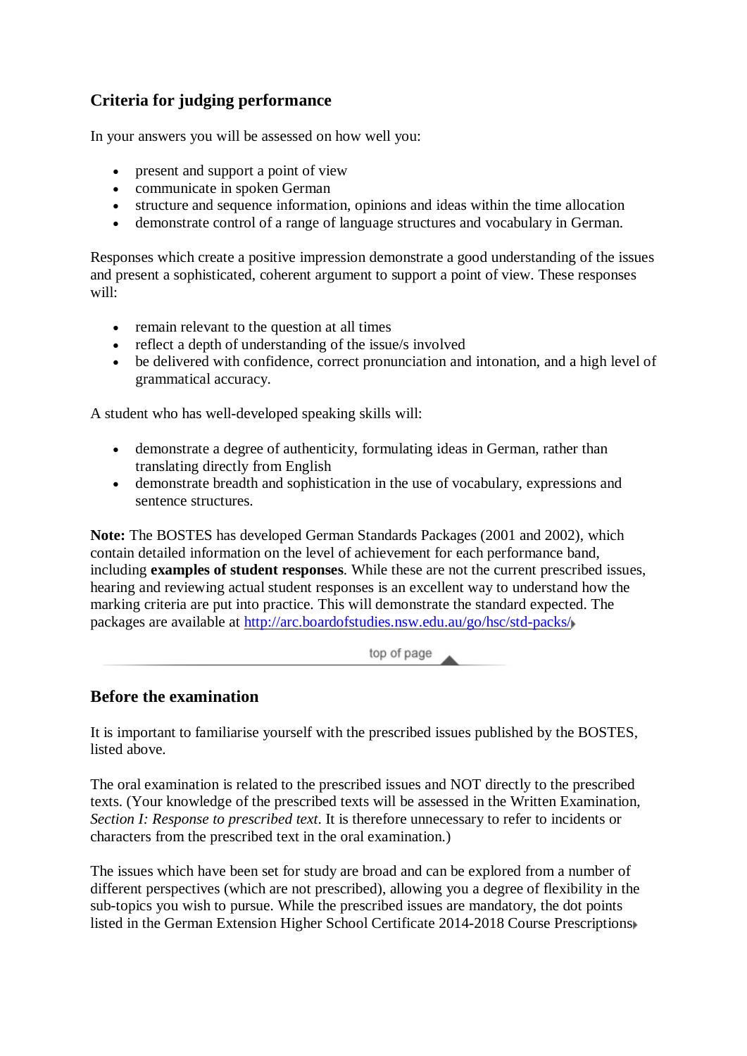## Criteria for judging performance

In your answers you will be assessed on how well you:

- present and support a point of view
- communicate in spoken German
- structure and sequence information, opinions and ideas within the time allocation
- demonstrate control of a range of language structures and vocabulary in German.

Responses which create a positive impression demonstrate a good understanding of the issues and present a sophisticated, coherent argument to support a point of view. These responses will:

- remain relevant to the question at all times
- reflect a depth of understanding of the issue/s involved
- be delivered with confidence, correct pronunciation and intonation, and a high level of grammatical accuracy.

A student who has well-developed speaking skills will:

- demonstrate a degree of authenticity, formulating ideas in German, rather than translating directly from English
- demonstrate breadth and sophistication in the use of vocabulary, expressions and sentence structures.

**Note:** The BOSTES has developed German Standards Packages (2001 and 2002), which contain detailed information on the level of achievement for each performance band, including **examples of student responses**. While these are not the current prescribed issues, hearing and reviewing actual student responses is an excellent way to understand how the marking criteria are put into practice. This will demonstrate the standard expected. The packages are available at http://arc.boardofstudies.nsw.edu.au/go/hsc/std-packs/

top of page

## Before the examination

It is important to familiarise yourself with the prescribed issues published by the BOSTES, listed above.

The oral examination is related to the prescribed issues and NOT directly to the prescribed texts. (Your knowledge of the prescribed texts will be assessed in the Written Examination, *Section I: Response to prescribed text*. It is therefore unnecessary to refer to incidents or characters from the prescribed text in the oral examination.)

The issues which have been set for study are broad and can be explored from a number of different perspectives (which are not prescribed), allowing you a degree of flexibility in the sub-topics you wish to pursue. While the prescribed issues are mandatory, the dot points listed in the German Extension Higher School Certificate 2014-2018 Course Prescriptions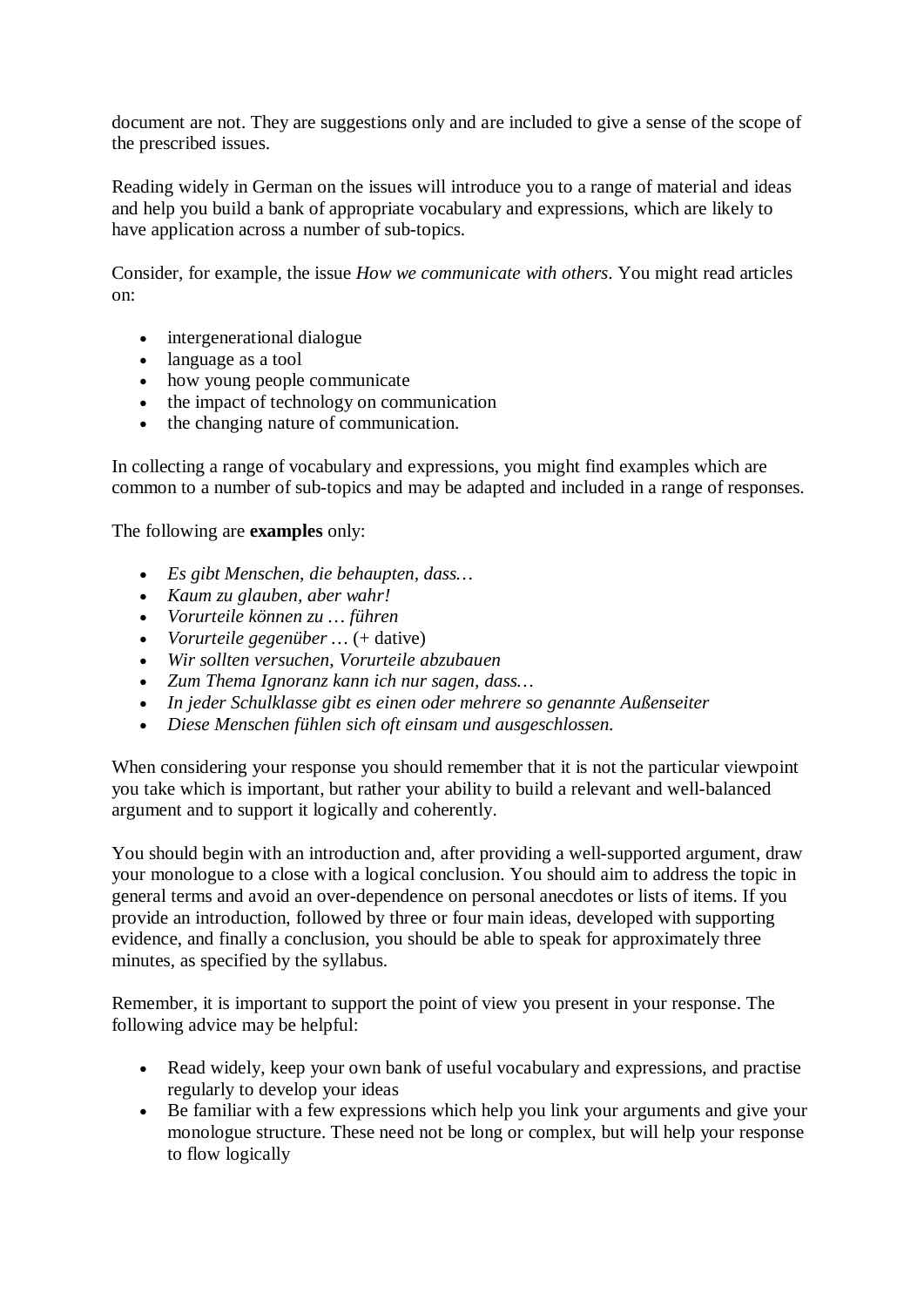document are not. They are suggestions only and are included to give a sense of the scope of the prescribed issues.

Reading widely in German on the issues will introduce you to a range of material and ideas and help you build a bank of appropriate vocabulary and expressions, which are likely to have application across a number of sub-topics.

Consider, for example, the issue *How we communicate with others*. You might read articles on:

- intergenerational dialogue
- language as a tool
- how young people communicate
- the impact of technology on communication
- the changing nature of communication.

In collecting a range of vocabulary and expressions, you might find examples which are common to a number of sub-topics and may be adapted and included in a range of responses.

The following are **examples** only:

- *Es gibt Menschen, die behaupten, dass…*
- *Kaum zu glauben, aber wahr!*
- *Vorurteile können zu … führen*
- *Vorurteile gegenüber …* (+ dative)
- *Wir sollten versuchen, Vorurteile abzubauen*
- *Zum Thema Ignoranz kann ich nur sagen, dass…*
- *In jeder Schulklasse gibt es einen oder mehrere so genannte Außenseiter*
- *Diese Menschen fühlen sich oft einsam und ausgeschlossen.*

When considering your response you should remember that it is not the particular viewpoint you take which is important, but rather your ability to build a relevant and well-balanced argument and to support it logically and coherently.

You should begin with an introduction and, after providing a well-supported argument, draw your monologue to a close with a logical conclusion. You should aim to address the topic in general terms and avoid an over-dependence on personal anecdotes or lists of items. If you provide an introduction, followed by three or four main ideas, developed with supporting evidence, and finally a conclusion, you should be able to speak for approximately three minutes, as specified by the syllabus.

Remember, it is important to support the point of view you present in your response. The following advice may be helpful:

- Read widely, keep your own bank of useful vocabulary and expressions, and practise regularly to develop your ideas
- Be familiar with a few expressions which help you link your arguments and give your monologue structure. These need not be long or complex, but will help your response to flow logically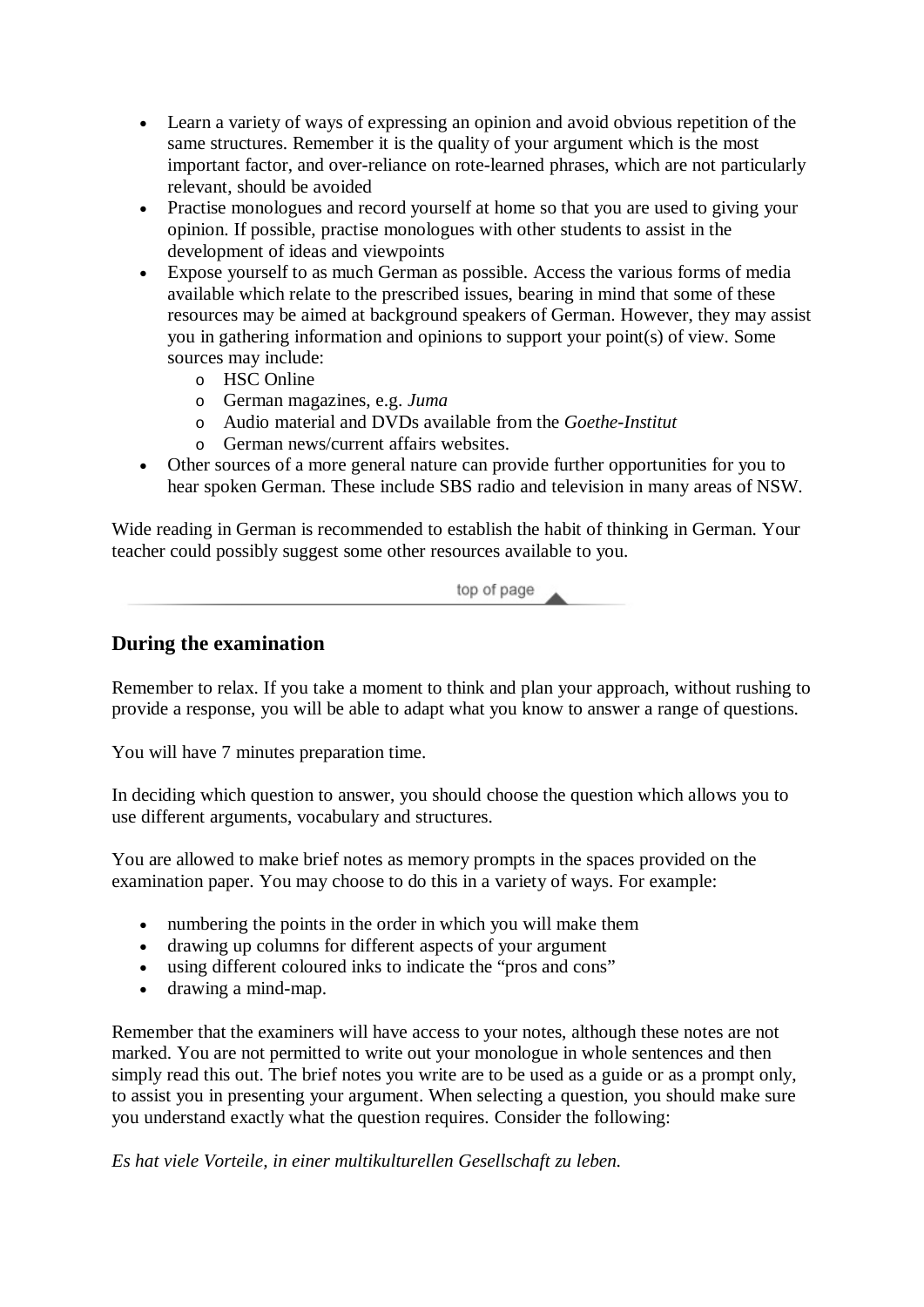- Learn a variety of ways of expressing an opinion and avoid obvious repetition of the same structures. Remember it is the quality of your argument which is the most important factor, and over-reliance on rote-learned phrases, which are not particularly relevant, should be avoided
- Practise monologues and record yourself at home so that you are used to giving your opinion. If possible, practise monologues with other students to assist in the development of ideas and viewpoints
- Expose yourself to as much German as possible. Access the various forms of media available which relate to the prescribed issues, bearing in mind that some of these resources may be aimed at background speakers of German. However, they may assist you in gathering information and opinions to support your point(s) of view. Some sources may include:
  - HSC Online
  - German magazines, e.g. *Juma*
  - Audio material and DVDs available from the *Goethe-Institut*
  - German news/current affairs websites.
- Other sources of a more general nature can provide further opportunities for you to hear spoken German. These include SBS radio and television in many areas of NSW.

Wide reading in German is recommended to establish the habit of thinking in German. Your teacher could possibly suggest some other resources available to you.

top of page

## During the examination

Remember to relax. If you take a moment to think and plan your approach, without rushing to provide a response, you will be able to adapt what you know to answer a range of questions.

You will have 7 minutes preparation time.

In deciding which question to answer, you should choose the question which allows you to use different arguments, vocabulary and structures.

You are allowed to make brief notes as memory prompts in the spaces provided on the examination paper. You may choose to do this in a variety of ways. For example:

- numbering the points in the order in which you will make them
- drawing up columns for different aspects of your argument
- using different coloured inks to indicate the "pros and cons"
- drawing a mind-map.

Remember that the examiners will have access to your notes, although these notes are not marked. You are not permitted to write out your monologue in whole sentences and then simply read this out. The brief notes you write are to be used as a guide or as a prompt only, to assist you in presenting your argument. When selecting a question, you should make sure you understand exactly what the question requires. Consider the following:

*Es hat viele Vorteile, in einer multikulturellen Gesellschaft zu leben.*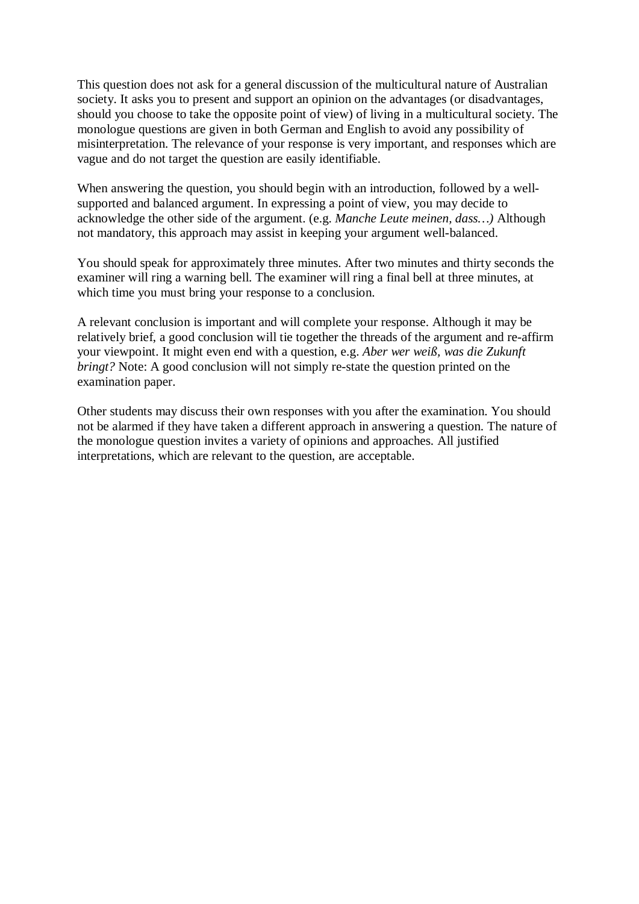This question does not ask for a general discussion of the multicultural nature of Australian society. It asks you to present and support an opinion on the advantages (or disadvantages, should you choose to take the opposite point of view) of living in a multicultural society. The monologue questions are given in both German and English to avoid any possibility of misinterpretation. The relevance of your response is very important, and responses which are vague and do not target the question are easily identifiable.

When answering the question, you should begin with an introduction, followed by a well-supported and balanced argument. In expressing a point of view, you may decide to acknowledge the other side of the argument. (e.g. *Manche Leute meinen, dass…)* Although not mandatory, this approach may assist in keeping your argument well-balanced.

You should speak for approximately three minutes. After two minutes and thirty seconds the examiner will ring a warning bell. The examiner will ring a final bell at three minutes, at which time you must bring your response to a conclusion.

A relevant conclusion is important and will complete your response. Although it may be relatively brief, a good conclusion will tie together the threads of the argument and re-affirm your viewpoint. It might even end with a question, e.g. *Aber wer weiß, was die Zukunft bringt?* Note: A good conclusion will not simply re-state the question printed on the examination paper.

Other students may discuss their own responses with you after the examination. You should not be alarmed if they have taken a different approach in answering a question. The nature of the monologue question invites a variety of opinions and approaches. All justified interpretations, which are relevant to the question, are acceptable.